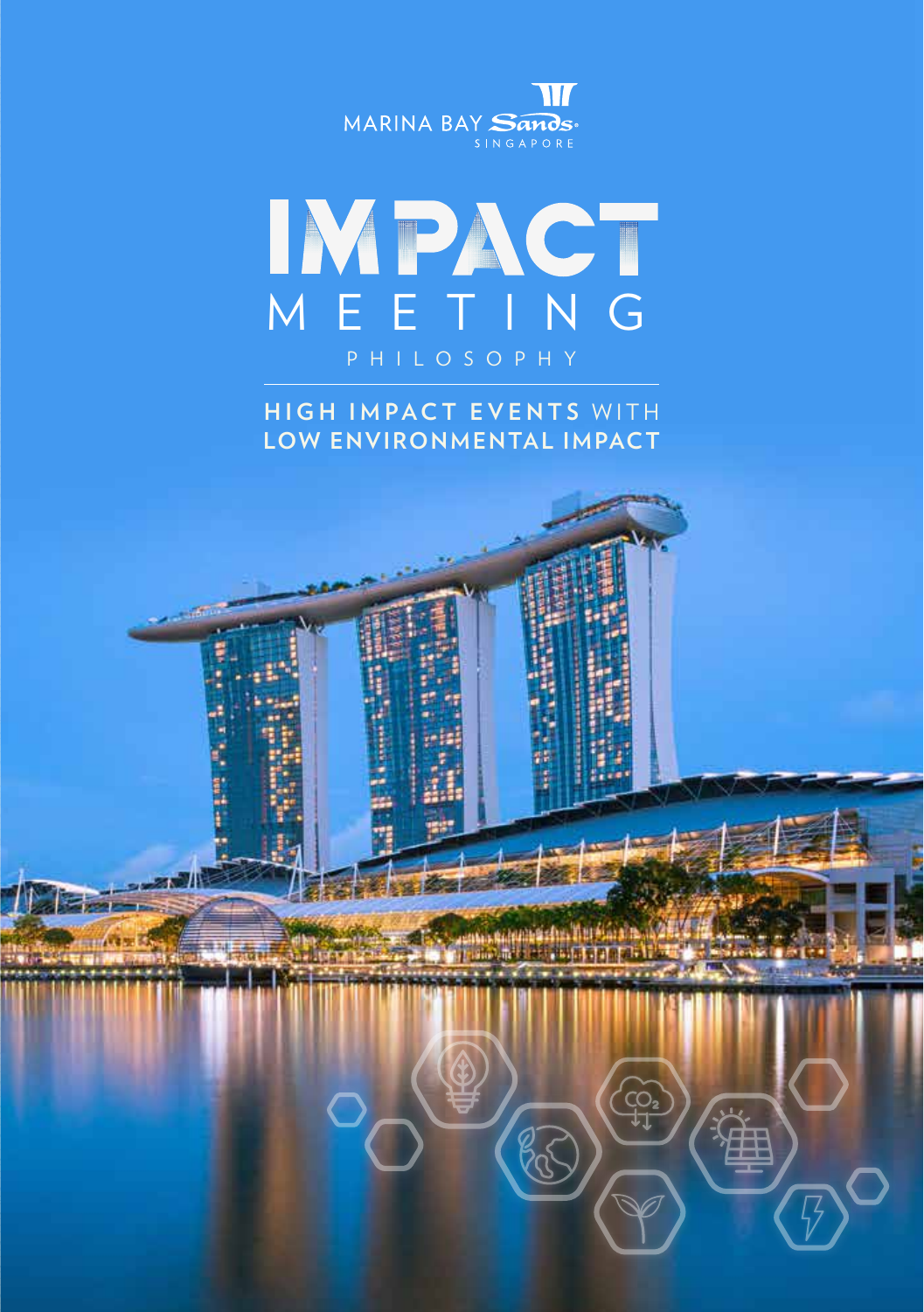MARINA BAY Sands
SINGAPORE

# IMPACT MEETING PHILOSOPHY

## HIGH IMPACT EVENTS WITH LOW ENVIRONMENTAL IMPACT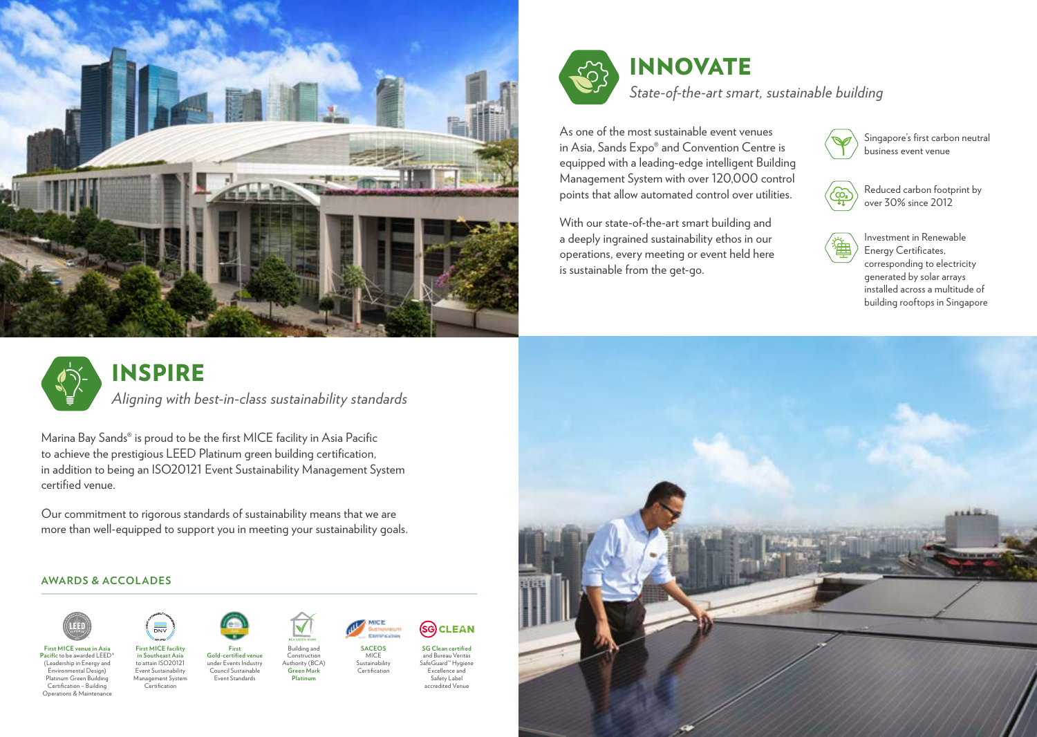## INNOVATE

*State-of-the-art smart, sustainable building*

As one of the most sustainable event venues in Asia, Sands Expo® and Convention Centre is equipped with a leading-edge intelligent Building Management System with over 120,000 control points that allow automated control over utilities.

With our state-of-the-art smart building and a deeply ingrained sustainability ethos in our operations, every meeting or event held here is sustainable from the get-go.

- Singapore's first carbon neutral business event venue
- Reduced carbon footprint by over 30% since 2012
- Investment in Renewable Energy Certificates, corresponding to electricity generated by solar arrays installed across a multitude of building rooftops in Singapore

## INSPIRE

*Aligning with best-in-class sustainability standards*

Marina Bay Sands® is proud to be the first MICE facility in Asia Pacific to achieve the prestigious LEED Platinum green building certification, in addition to being an ISO20121 Event Sustainability Management System certified venue.

Our commitment to rigorous standards of sustainability means that we are more than well-equipped to support you in meeting your sustainability goals.

### AWARDS & ACCOLADES

- **First MICE venue in Asia Pacific** to be awarded LEED® (Leadership in Energy and Environmental Design) Platinum Green Building Certification – Building Operations & Maintenance
- **First MICE facility in Southeast Asia** to attain ISO20121 Event Sustainability Management System Certification
- **First Gold-certified venue** under Events Industry Council Sustainable Event Standards
- Building and Construction Authority (BCA) **Green Mark Platinum**
- **SACEOS** MICE Sustainability Certification
- **SG Clean certified** and Bureau Veritas SafeGuard™ Hygiene Excellence and Safety Label accredited Venue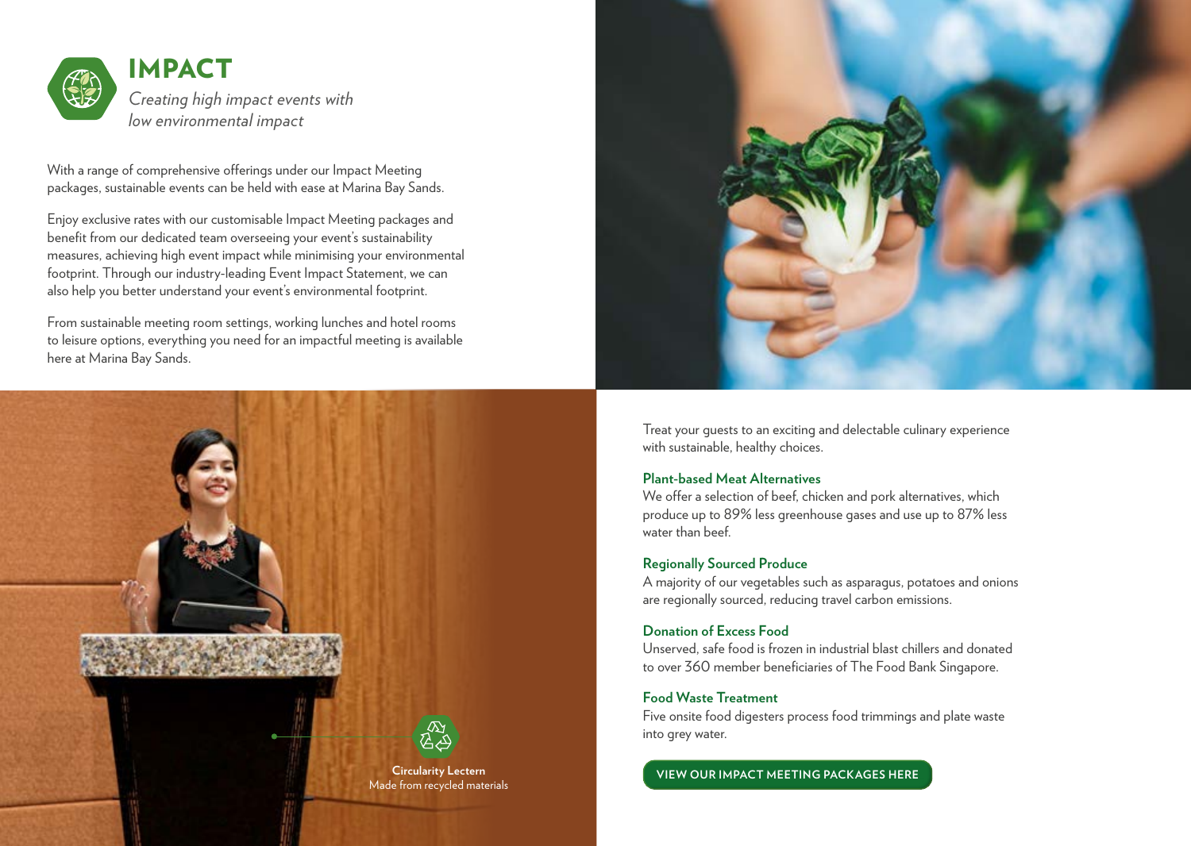# IMPACT

*Creating high impact events with low environmental impact*

With a range of comprehensive offerings under our Impact Meeting packages, sustainable events can be held with ease at Marina Bay Sands.

Enjoy exclusive rates with our customisable Impact Meeting packages and benefit from our dedicated team overseeing your event's sustainability measures, achieving high event impact while minimising your environmental footprint. Through our industry-leading Event Impact Statement, we can also help you better understand your event's environmental footprint.

From sustainable meeting room settings, working lunches and hotel rooms to leisure options, everything you need for an impactful meeting is available here at Marina Bay Sands.

**Circularity Lectern**
Made from recycled materials

Treat your guests to an exciting and delectable culinary experience with sustainable, healthy choices.

### Plant-based Meat Alternatives

We offer a selection of beef, chicken and pork alternatives, which produce up to 89% less greenhouse gases and use up to 87% less water than beef.

### Regionally Sourced Produce

A majority of our vegetables such as asparagus, potatoes and onions are regionally sourced, reducing travel carbon emissions.

### Donation of Excess Food

Unserved, safe food is frozen in industrial blast chillers and donated to over 360 member beneficiaries of The Food Bank Singapore.

### Food Waste Treatment

Five onsite food digesters process food trimmings and plate waste into grey water.

**VIEW OUR IMPACT MEETING PACKAGES HERE**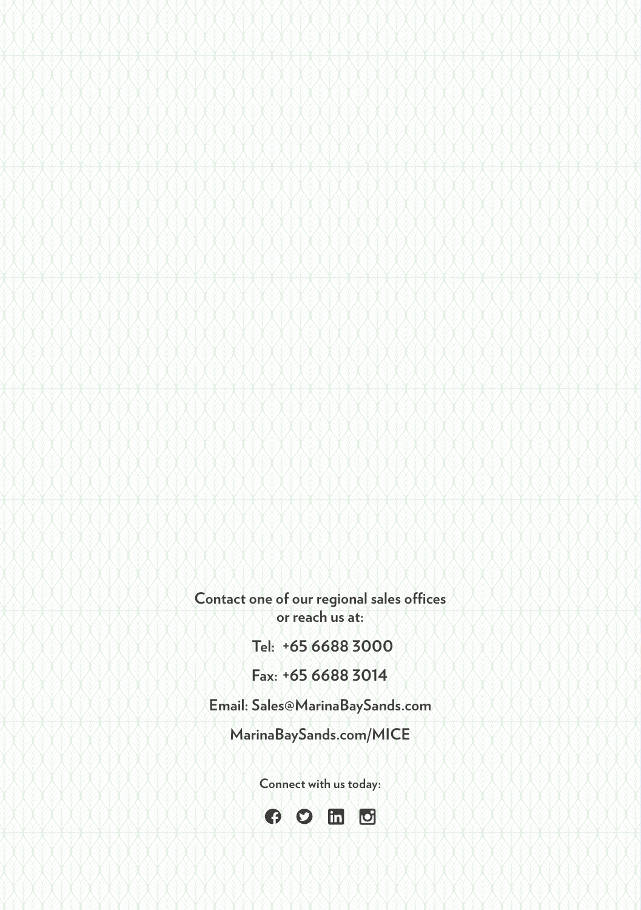**Contact one of our regional sales offices or reach us at:**

**Tel: +65 6688 3000**

**Fax: +65 6688 3014**

**Email: Sales@MarinaBaySands.com**

**MarinaBaySands.com/MICE**

**Connect with us today:**